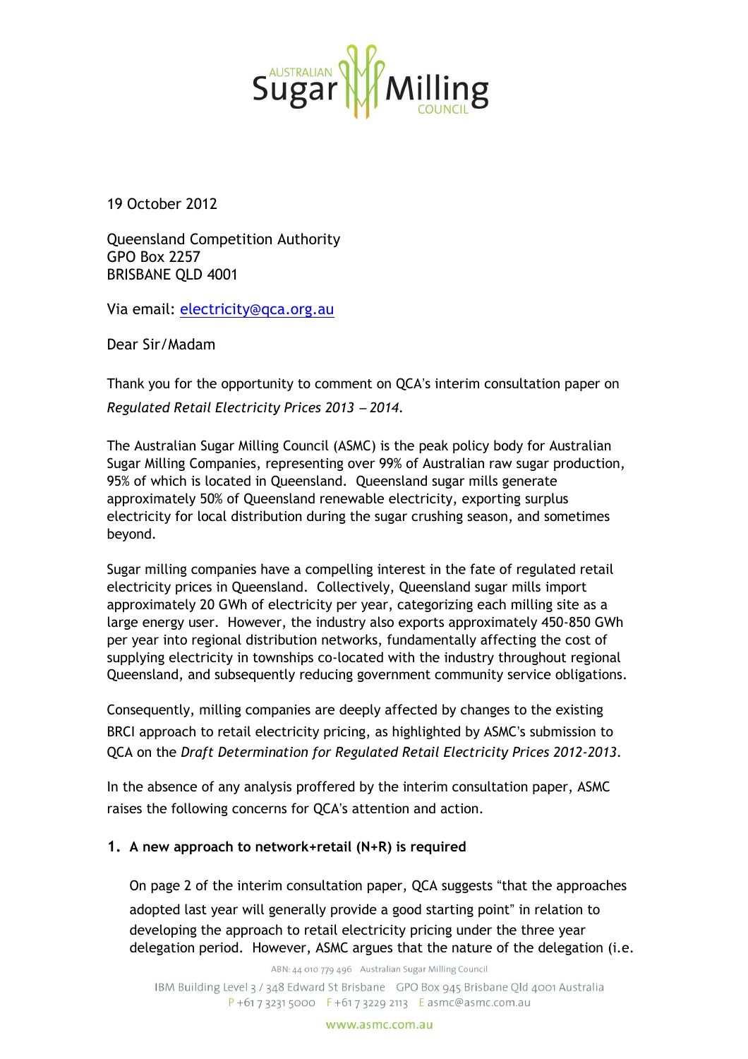19 October 2012

Queensland Competition Authority
GPO Box 2257
BRISBANE QLD 4001

Via email: electricity@qca.org.au

Dear Sir/Madam

Thank you for the opportunity to comment on QCA's interim consultation paper on *Regulated Retail Electricity Prices 2013 – 2014*.

The Australian Sugar Milling Council (ASMC) is the peak policy body for Australian Sugar Milling Companies, representing over 99% of Australian raw sugar production, 95% of which is located in Queensland. Queensland sugar mills generate approximately 50% of Queensland renewable electricity, exporting surplus electricity for local distribution during the sugar crushing season, and sometimes beyond.

Sugar milling companies have a compelling interest in the fate of regulated retail electricity prices in Queensland. Collectively, Queensland sugar mills import approximately 20 GWh of electricity per year, categorizing each milling site as a large energy user. However, the industry also exports approximately 450-850 GWh per year into regional distribution networks, fundamentally affecting the cost of supplying electricity in townships co-located with the industry throughout regional Queensland, and subsequently reducing government community service obligations.

Consequently, milling companies are deeply affected by changes to the existing BRCI approach to retail electricity pricing, as highlighted by ASMC's submission to QCA on the *Draft Determination for Regulated Retail Electricity Prices 2012-2013*.

In the absence of any analysis proffered by the interim consultation paper, ASMC raises the following concerns for QCA's attention and action.

1. **A new approach to network+retail (N+R) is required**

   On page 2 of the interim consultation paper, QCA suggests "that the approaches adopted last year will generally provide a good starting point" in relation to developing the approach to retail electricity pricing under the three year delegation period. However, ASMC argues that the nature of the delegation (i.e.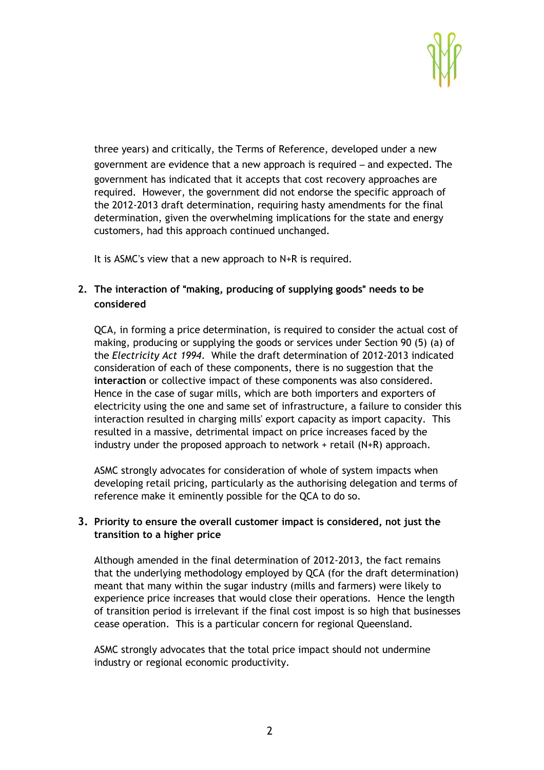three years) and critically, the Terms of Reference, developed under a new government are evidence that a new approach is required – and expected. The government has indicated that it accepts that cost recovery approaches are required. However, the government did not endorse the specific approach of the 2012-2013 draft determination, requiring hasty amendments for the final determination, given the overwhelming implications for the state and energy customers, had this approach continued unchanged.

It is ASMC's view that a new approach to N+R is required.

2. **The interaction of "making, producing of supplying goods" needs to be considered**

   QCA, in forming a price determination, is required to consider the actual cost of making, producing or supplying the goods or services under Section 90 (5) (a) of the *Electricity Act 1994*. While the draft determination of 2012-2013 indicated consideration of each of these components, there is no suggestion that the **interaction** or collective impact of these components was also considered. Hence in the case of sugar mills, which are both importers and exporters of electricity using the one and same set of infrastructure, a failure to consider this interaction resulted in charging mills' export capacity as import capacity. This resulted in a massive, detrimental impact on price increases faced by the industry under the proposed approach to network + retail (N+R) approach.

   ASMC strongly advocates for consideration of whole of system impacts when developing retail pricing, particularly as the authorising delegation and terms of reference make it eminently possible for the QCA to do so.

3. **Priority to ensure the overall customer impact is considered, not just the transition to a higher price**

   Although amended in the final determination of 2012-2013, the fact remains that the underlying methodology employed by QCA (for the draft determination) meant that many within the sugar industry (mills and farmers) were likely to experience price increases that would close their operations. Hence the length of transition period is irrelevant if the final cost impost is so high that businesses cease operation. This is a particular concern for regional Queensland.

   ASMC strongly advocates that the total price impact should not undermine industry or regional economic productivity.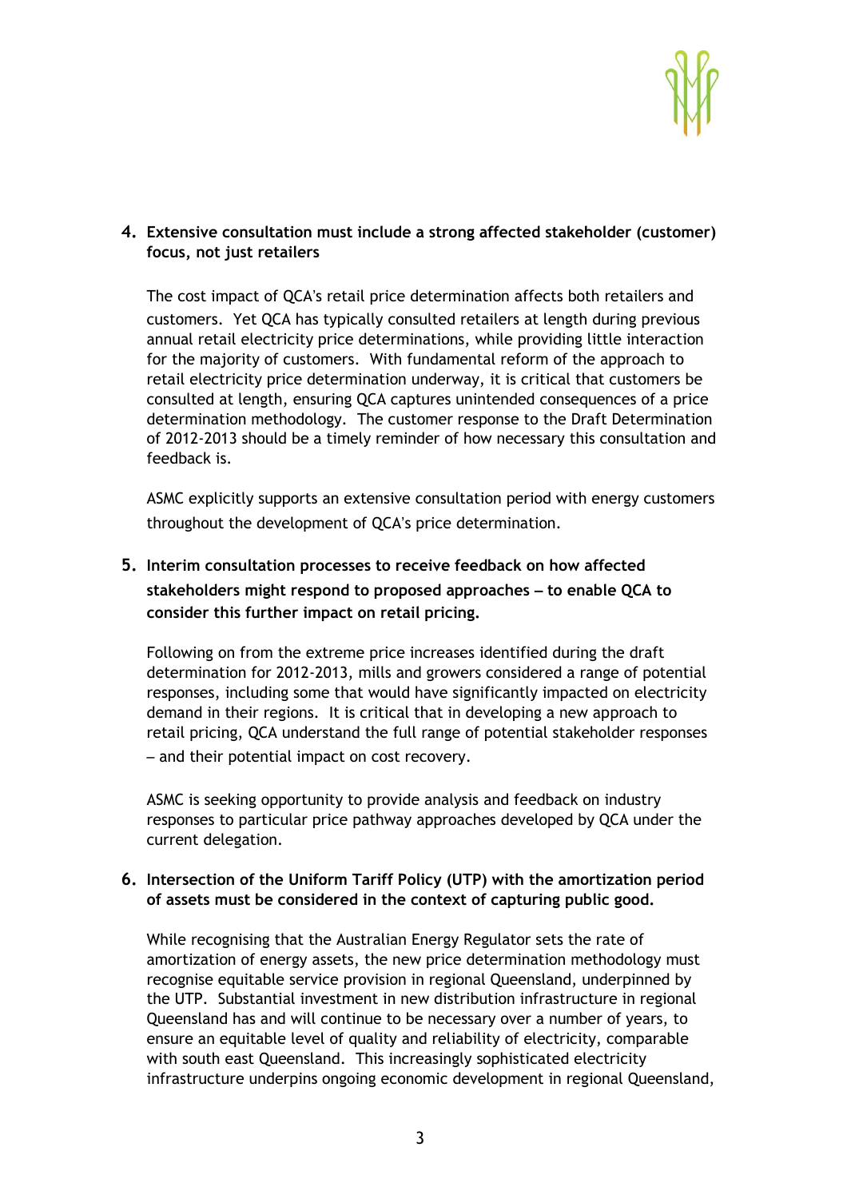4. **Extensive consultation must include a strong affected stakeholder (customer) focus, not just retailers**

   The cost impact of QCA's retail price determination affects both retailers and customers. Yet QCA has typically consulted retailers at length during previous annual retail electricity price determinations, while providing little interaction for the majority of customers. With fundamental reform of the approach to retail electricity price determination underway, it is critical that customers be consulted at length, ensuring QCA captures unintended consequences of a price determination methodology. The customer response to the Draft Determination of 2012-2013 should be a timely reminder of how necessary this consultation and feedback is.

   ASMC explicitly supports an extensive consultation period with energy customers throughout the development of QCA's price determination.

5. **Interim consultation processes to receive feedback on how affected stakeholders might respond to proposed approaches – to enable QCA to consider this further impact on retail pricing.**

   Following on from the extreme price increases identified during the draft determination for 2012-2013, mills and growers considered a range of potential responses, including some that would have significantly impacted on electricity demand in their regions. It is critical that in developing a new approach to retail pricing, QCA understand the full range of potential stakeholder responses – and their potential impact on cost recovery.

   ASMC is seeking opportunity to provide analysis and feedback on industry responses to particular price pathway approaches developed by QCA under the current delegation.

6. **Intersection of the Uniform Tariff Policy (UTP) with the amortization period of assets must be considered in the context of capturing public good.**

   While recognising that the Australian Energy Regulator sets the rate of amortization of energy assets, the new price determination methodology must recognise equitable service provision in regional Queensland, underpinned by the UTP. Substantial investment in new distribution infrastructure in regional Queensland has and will continue to be necessary over a number of years, to ensure an equitable level of quality and reliability of electricity, comparable with south east Queensland. This increasingly sophisticated electricity infrastructure underpins ongoing economic development in regional Queensland,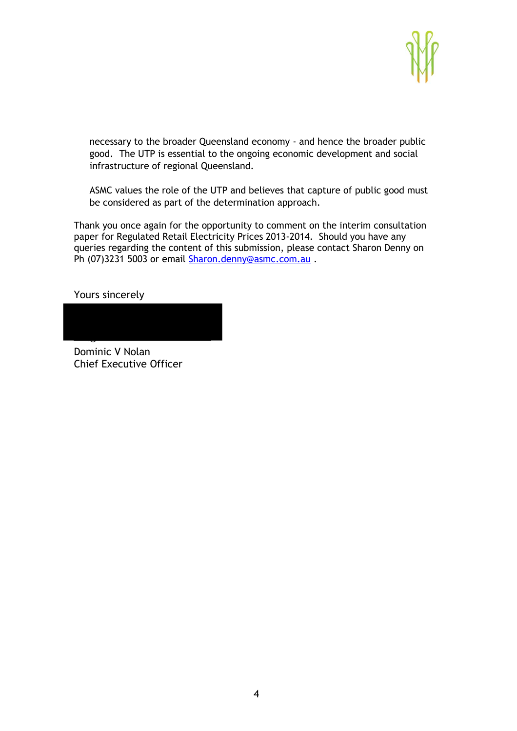necessary to the broader Queensland economy - and hence the broader public good. The UTP is essential to the ongoing economic development and social infrastructure of regional Queensland.

ASMC values the role of the UTP and believes that capture of public good must be considered as part of the determination approach.

Thank you once again for the opportunity to comment on the interim consultation paper for Regulated Retail Electricity Prices 2013-2014. Should you have any queries regarding the content of this submission, please contact Sharon Denny on Ph (07)3231 5003 or email Sharon.denny@asmc.com.au .

Yours sincerely

Dominic V Nolan
Chief Executive Officer